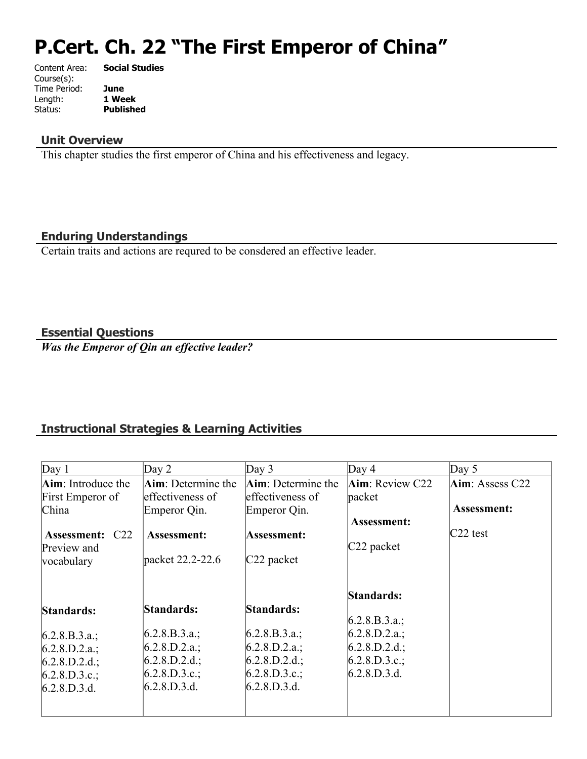# P.Cert. Ch. 22 "The First Emperor of China"

Content Area: **Social Studies**
Course(s):
Time Period: **June**
Length: **1 Week**
Status: **Published**

## Unit Overview

This chapter studies the first emperor of China and his effectiveness and legacy.

## Enduring Understandings

Certain traits and actions are requred to be consdered an effective leader.

## Essential Questions

***Was the Emperor of Qin an effective leader?***

## Instructional Strategies & Learning Activities

| Day 1 | Day 2 | Day 3 | Day 4 | Day 5 |
|---|---|---|---|---|
| **Aim**: Introduce the First Emperor of China<br><br>**Assessment:** C22 Preview and vocabulary<br><br>**Standards:**<br><br>6.2.8.B.3.a.;<br>6.2.8.D.2.a.;<br>6.2.8.D.2.d.;<br>6.2.8.D.3.c.;<br>6.2.8.D.3.d. | **Aim**: Determine the effectiveness of Emperor Qin.<br><br>**Assessment:**<br><br>packet 22.2-22.6<br><br>**Standards:**<br><br>6.2.8.B.3.a.;<br>6.2.8.D.2.a.;<br>6.2.8.D.2.d.;<br>6.2.8.D.3.c.;<br>6.2.8.D.3.d. | **Aim**: Determine the effectiveness of Emperor Qin.<br><br>**Assessment:**<br><br>C22 packet<br><br>**Standards:**<br><br>6.2.8.B.3.a.;<br>6.2.8.D.2.a.;<br>6.2.8.D.2.d.;<br>6.2.8.D.3.c.;<br>6.2.8.D.3.d. | **Aim**: Review C22 packet<br><br>**Assessment:**<br><br>C22 packet<br><br>**Standards:**<br><br>6.2.8.B.3.a.;<br>6.2.8.D.2.a.;<br>6.2.8.D.2.d.;<br>6.2.8.D.3.c.;<br>6.2.8.D.3.d. | **Aim**: Assess C22<br><br>**Assessment:**<br><br>C22 test |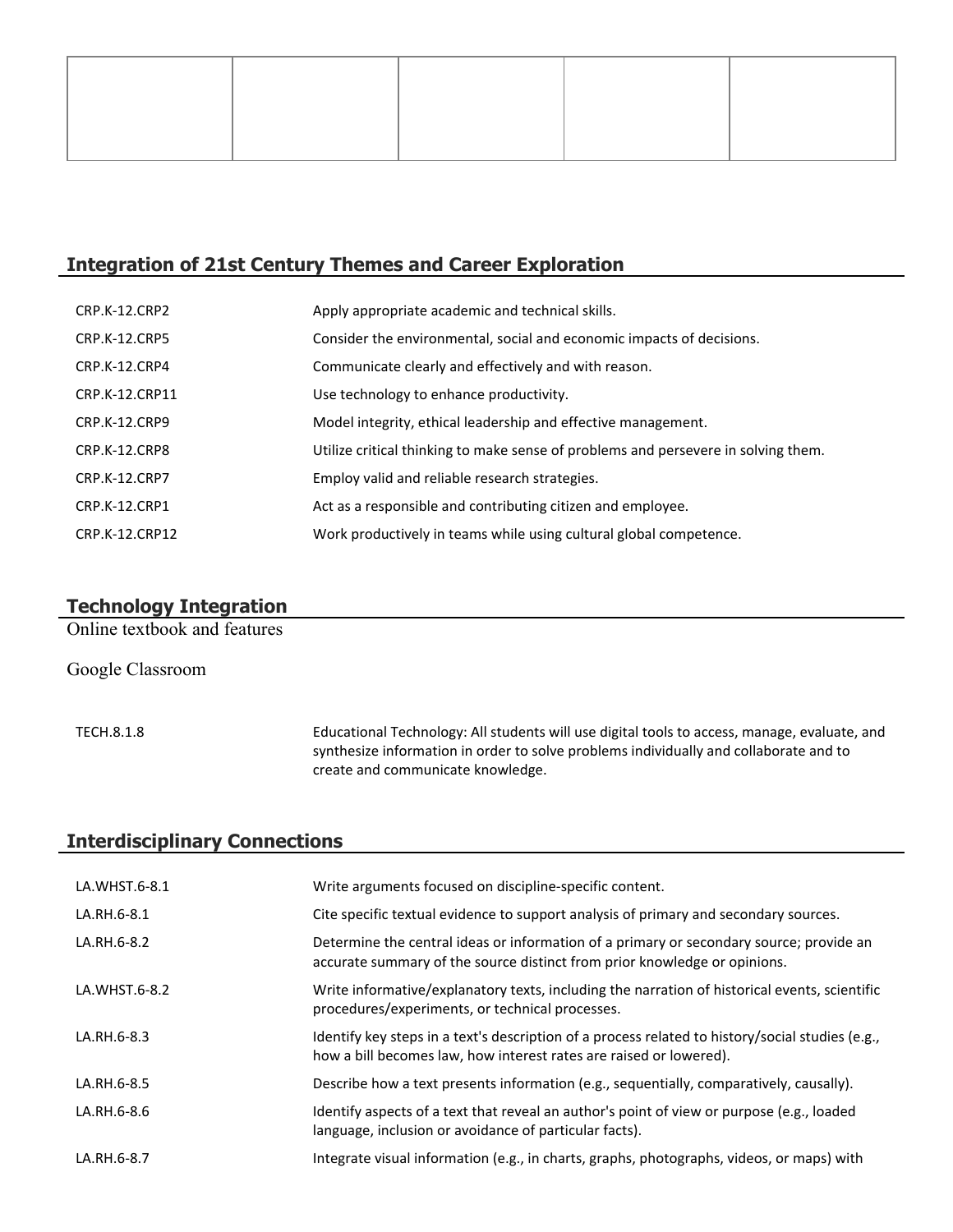|  |  |  |  |  |
|---|---|---|---|---|
|  |  |  |  |  |

## Integration of 21st Century Themes and Career Exploration

| | |
|---|---|
| CRP.K-12.CRP2 | Apply appropriate academic and technical skills. |
| CRP.K-12.CRP5 | Consider the environmental, social and economic impacts of decisions. |
| CRP.K-12.CRP4 | Communicate clearly and effectively and with reason. |
| CRP.K-12.CRP11 | Use technology to enhance productivity. |
| CRP.K-12.CRP9 | Model integrity, ethical leadership and effective management. |
| CRP.K-12.CRP8 | Utilize critical thinking to make sense of problems and persevere in solving them. |
| CRP.K-12.CRP7 | Employ valid and reliable research strategies. |
| CRP.K-12.CRP1 | Act as a responsible and contributing citizen and employee. |
| CRP.K-12.CRP12 | Work productively in teams while using cultural global competence. |

## Technology Integration

Online textbook and features

Google Classroom

| | |
|---|---|
| TECH.8.1.8 | Educational Technology: All students will use digital tools to access, manage, evaluate, and synthesize information in order to solve problems individually and collaborate and to create and communicate knowledge. |

## Interdisciplinary Connections

| | |
|---|---|
| LA.WHST.6-8.1 | Write arguments focused on discipline-specific content. |
| LA.RH.6-8.1 | Cite specific textual evidence to support analysis of primary and secondary sources. |
| LA.RH.6-8.2 | Determine the central ideas or information of a primary or secondary source; provide an accurate summary of the source distinct from prior knowledge or opinions. |
| LA.WHST.6-8.2 | Write informative/explanatory texts, including the narration of historical events, scientific procedures/experiments, or technical processes. |
| LA.RH.6-8.3 | Identify key steps in a text's description of a process related to history/social studies (e.g., how a bill becomes law, how interest rates are raised or lowered). |
| LA.RH.6-8.5 | Describe how a text presents information (e.g., sequentially, comparatively, causally). |
| LA.RH.6-8.6 | Identify aspects of a text that reveal an author's point of view or purpose (e.g., loaded language, inclusion or avoidance of particular facts). |
| LA.RH.6-8.7 | Integrate visual information (e.g., in charts, graphs, photographs, videos, or maps) with |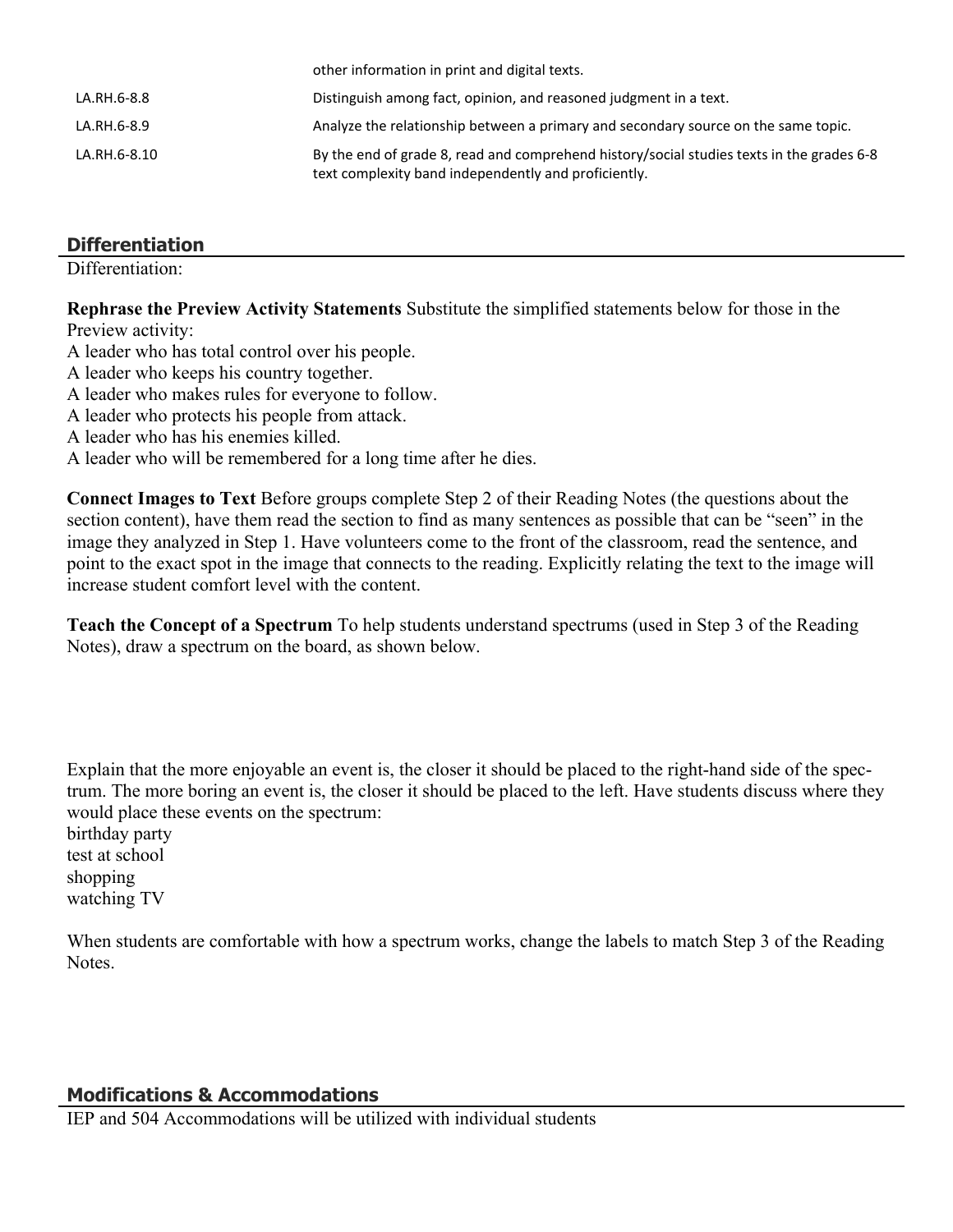| | |
|---|---|
| | other information in print and digital texts. |
| LA.RH.6-8.8 | Distinguish among fact, opinion, and reasoned judgment in a text. |
| LA.RH.6-8.9 | Analyze the relationship between a primary and secondary source on the same topic. |
| LA.RH.6-8.10 | By the end of grade 8, read and comprehend history/social studies texts in the grades 6-8 text complexity band independently and proficiently. |

## Differentiation

Differentiation:

**Rephrase the Preview Activity Statements** Substitute the simplified statements below for those in the Preview activity:
A leader who has total control over his people.
A leader who keeps his country together.
A leader who makes rules for everyone to follow.
A leader who protects his people from attack.
A leader who has his enemies killed.
A leader who will be remembered for a long time after he dies.

**Connect Images to Text** Before groups complete Step 2 of their Reading Notes (the questions about the section content), have them read the section to find as many sentences as possible that can be "seen" in the image they analyzed in Step 1. Have volunteers come to the front of the classroom, read the sentence, and point to the exact spot in the image that connects to the reading. Explicitly relating the text to the image will increase student comfort level with the content.

**Teach the Concept of a Spectrum** To help students understand spectrums (used in Step 3 of the Reading Notes), draw a spectrum on the board, as shown below.

Explain that the more enjoyable an event is, the closer it should be placed to the right-hand side of the spectrum. The more boring an event is, the closer it should be placed to the left. Have students discuss where they would place these events on the spectrum:
birthday party
test at school
shopping
watching TV

When students are comfortable with how a spectrum works, change the labels to match Step 3 of the Reading Notes.

## Modifications & Accommodations

IEP and 504 Accommodations will be utilized with individual students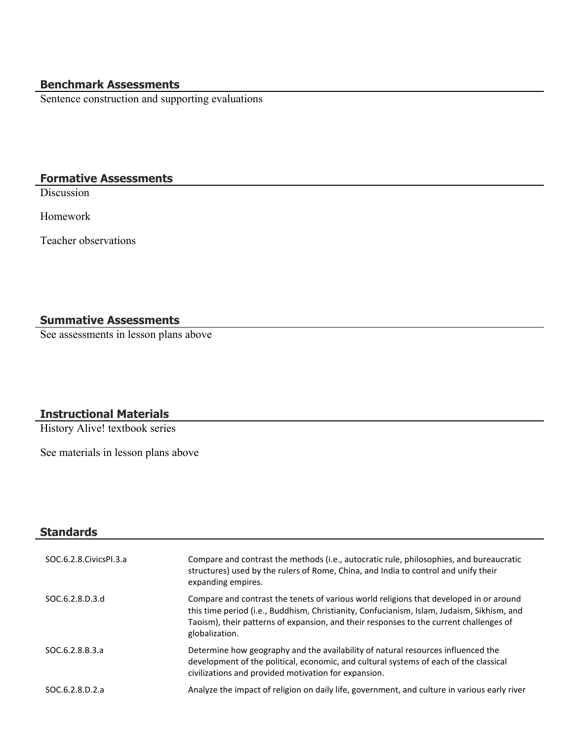## Benchmark Assessments

Sentence construction and supporting evaluations

## Formative Assessments

Discussion

Homework

Teacher observations

## Summative Assessments

See assessments in lesson plans above

## Instructional Materials

History Alive! textbook series

See materials in lesson plans above

## Standards

| | |
|---|---|
| SOC.6.2.8.CivicsPI.3.a | Compare and contrast the methods (i.e., autocratic rule, philosophies, and bureaucratic structures) used by the rulers of Rome, China, and India to control and unify their expanding empires. |
| SOC.6.2.8.D.3.d | Compare and contrast the tenets of various world religions that developed in or around this time period (i.e., Buddhism, Christianity, Confucianism, Islam, Judaism, Sikhism, and Taoism), their patterns of expansion, and their responses to the current challenges of globalization. |
| SOC.6.2.8.B.3.a | Determine how geography and the availability of natural resources influenced the development of the political, economic, and cultural systems of each of the classical civilizations and provided motivation for expansion. |
| SOC.6.2.8.D.2.a | Analyze the impact of religion on daily life, government, and culture in various early river |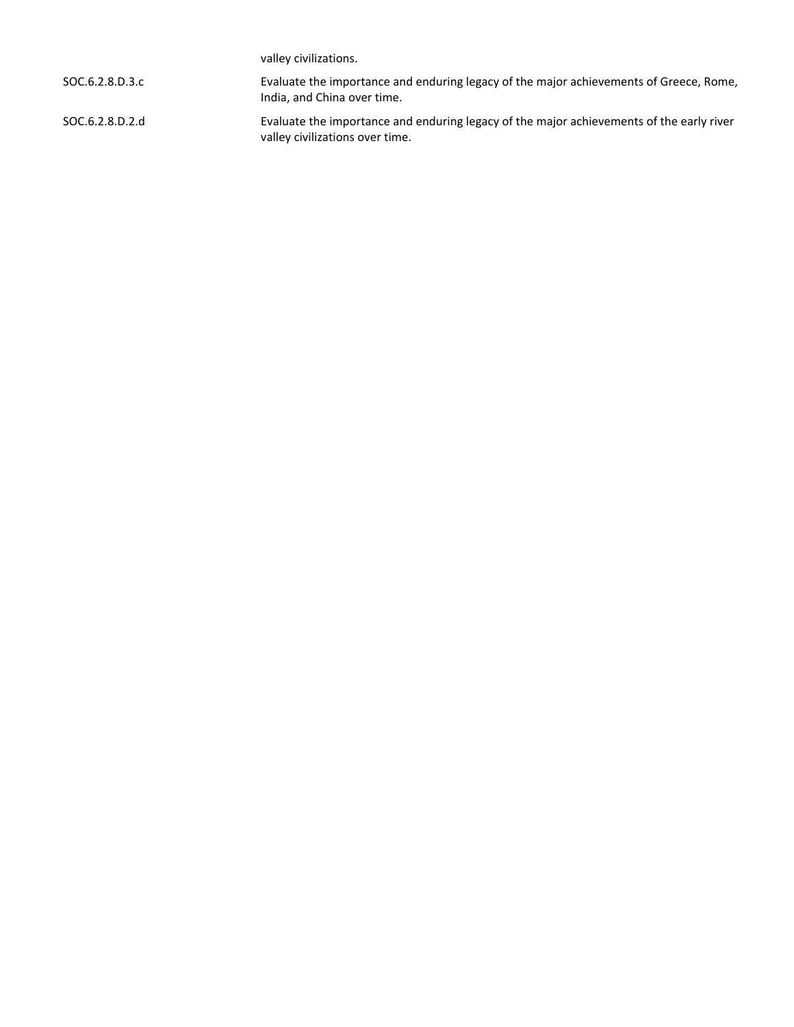| | |
|---|---|
| | valley civilizations. |
| SOC.6.2.8.D.3.c | Evaluate the importance and enduring legacy of the major achievements of Greece, Rome, India, and China over time. |
| SOC.6.2.8.D.2.d | Evaluate the importance and enduring legacy of the major achievements of the early river valley civilizations over time. |